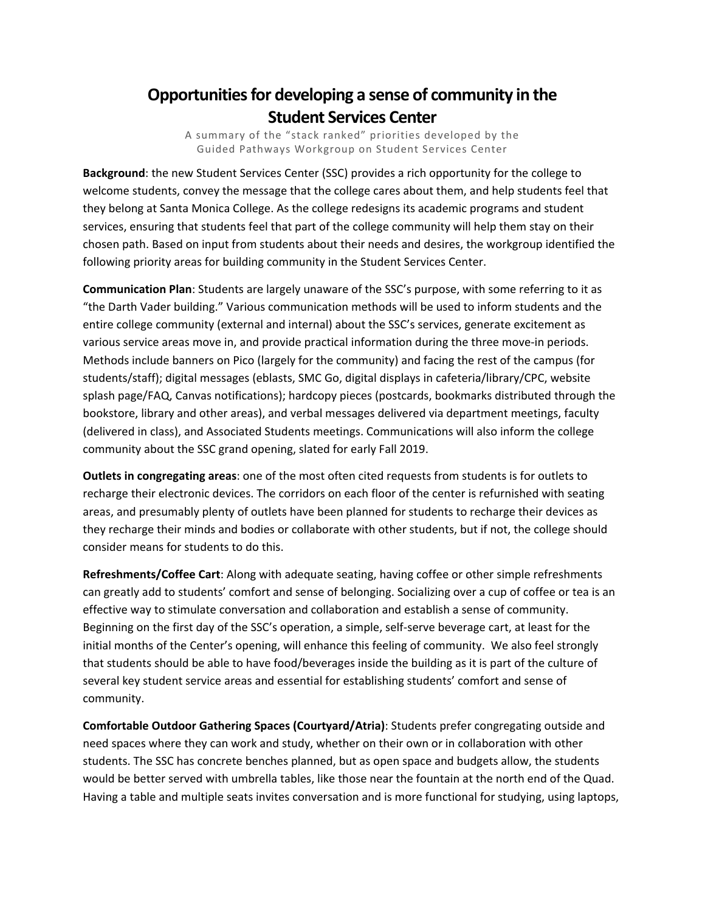# Opportunities for developing a sense of community in the Student Services Center

A summary of the "stack ranked" priorities developed by the Guided Pathways Workgroup on Student Services Center

**Background**: the new Student Services Center (SSC) provides a rich opportunity for the college to welcome students, convey the message that the college cares about them, and help students feel that they belong at Santa Monica College. As the college redesigns its academic programs and student services, ensuring that students feel that part of the college community will help them stay on their chosen path. Based on input from students about their needs and desires, the workgroup identified the following priority areas for building community in the Student Services Center.

**Communication Plan**: Students are largely unaware of the SSC's purpose, with some referring to it as "the Darth Vader building." Various communication methods will be used to inform students and the entire college community (external and internal) about the SSC's services, generate excitement as various service areas move in, and provide practical information during the three move-in periods. Methods include banners on Pico (largely for the community) and facing the rest of the campus (for students/staff); digital messages (eblasts, SMC Go, digital displays in cafeteria/library/CPC, website splash page/FAQ, Canvas notifications); hardcopy pieces (postcards, bookmarks distributed through the bookstore, library and other areas), and verbal messages delivered via department meetings, faculty (delivered in class), and Associated Students meetings. Communications will also inform the college community about the SSC grand opening, slated for early Fall 2019.

**Outlets in congregating areas**: one of the most often cited requests from students is for outlets to recharge their electronic devices. The corridors on each floor of the center is refurnished with seating areas, and presumably plenty of outlets have been planned for students to recharge their devices as they recharge their minds and bodies or collaborate with other students, but if not, the college should consider means for students to do this.

**Refreshments/Coffee Cart**: Along with adequate seating, having coffee or other simple refreshments can greatly add to students' comfort and sense of belonging. Socializing over a cup of coffee or tea is an effective way to stimulate conversation and collaboration and establish a sense of community. Beginning on the first day of the SSC's operation, a simple, self-serve beverage cart, at least for the initial months of the Center's opening, will enhance this feeling of community. We also feel strongly that students should be able to have food/beverages inside the building as it is part of the culture of several key student service areas and essential for establishing students' comfort and sense of community.

**Comfortable Outdoor Gathering Spaces (Courtyard/Atria)**: Students prefer congregating outside and need spaces where they can work and study, whether on their own or in collaboration with other students. The SSC has concrete benches planned, but as open space and budgets allow, the students would be better served with umbrella tables, like those near the fountain at the north end of the Quad. Having a table and multiple seats invites conversation and is more functional for studying, using laptops,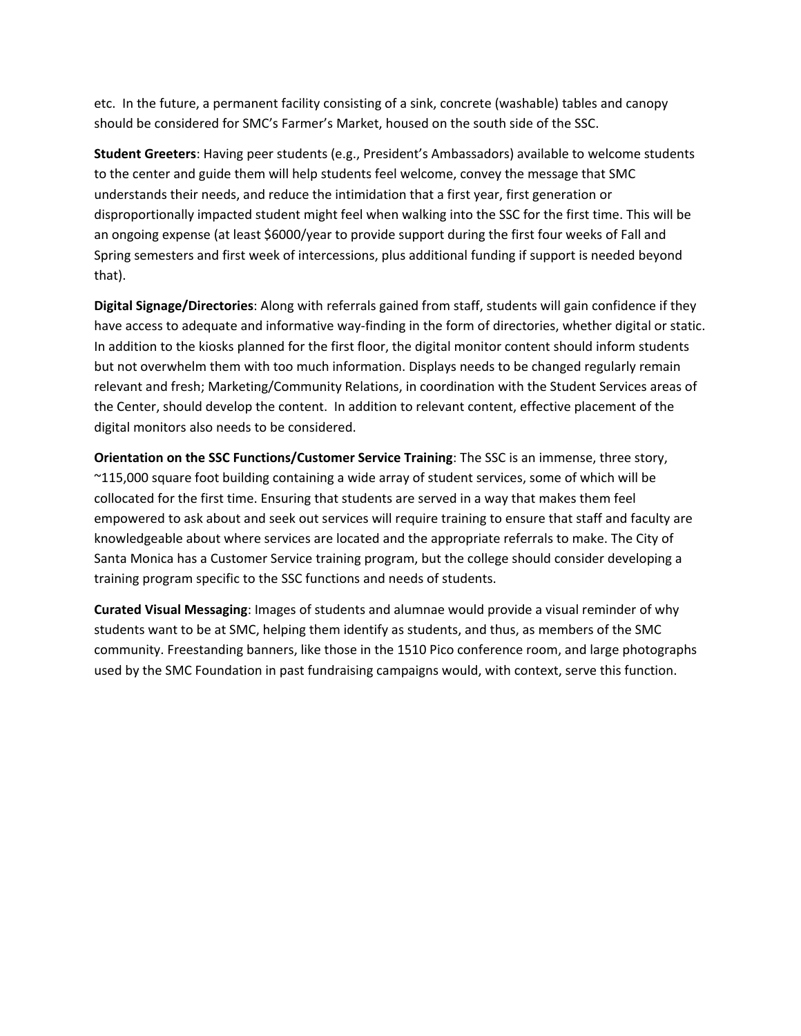etc. In the future, a permanent facility consisting of a sink, concrete (washable) tables and canopy should be considered for SMC's Farmer's Market, housed on the south side of the SSC.

**Student Greeters**: Having peer students (e.g., President's Ambassadors) available to welcome students to the center and guide them will help students feel welcome, convey the message that SMC understands their needs, and reduce the intimidation that a first year, first generation or disproportionally impacted student might feel when walking into the SSC for the first time. This will be an ongoing expense (at least $6000/year to provide support during the first four weeks of Fall and Spring semesters and first week of intercessions, plus additional funding if support is needed beyond that).

**Digital Signage/Directories**: Along with referrals gained from staff, students will gain confidence if they have access to adequate and informative way-finding in the form of directories, whether digital or static. In addition to the kiosks planned for the first floor, the digital monitor content should inform students but not overwhelm them with too much information. Displays needs to be changed regularly remain relevant and fresh; Marketing/Community Relations, in coordination with the Student Services areas of the Center, should develop the content. In addition to relevant content, effective placement of the digital monitors also needs to be considered.

**Orientation on the SSC Functions/Customer Service Training**: The SSC is an immense, three story, ~115,000 square foot building containing a wide array of student services, some of which will be collocated for the first time. Ensuring that students are served in a way that makes them feel empowered to ask about and seek out services will require training to ensure that staff and faculty are knowledgeable about where services are located and the appropriate referrals to make. The City of Santa Monica has a Customer Service training program, but the college should consider developing a training program specific to the SSC functions and needs of students.

**Curated Visual Messaging**: Images of students and alumnae would provide a visual reminder of why students want to be at SMC, helping them identify as students, and thus, as members of the SMC community. Freestanding banners, like those in the 1510 Pico conference room, and large photographs used by the SMC Foundation in past fundraising campaigns would, with context, serve this function.